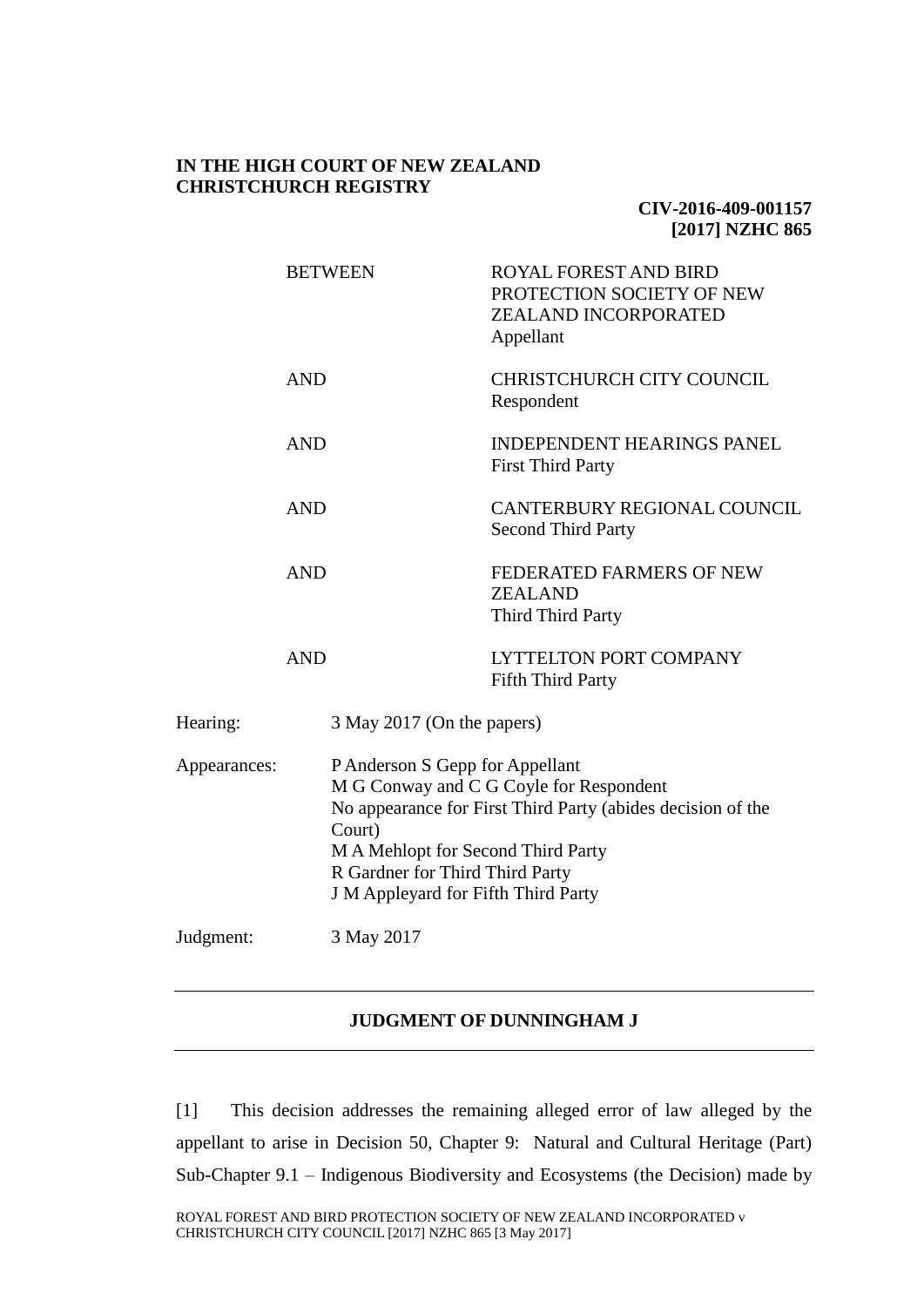**IN THE HIGH COURT OF NEW ZEALAND**
**CHRISTCHURCH REGISTRY**

**CIV-2016-409-001157**
**[2017] NZHC 865**

| | |
|---|---|
| BETWEEN | ROYAL FOREST AND BIRD PROTECTION SOCIETY OF NEW ZEALAND INCORPORATED<br>Appellant |
| AND | CHRISTCHURCH CITY COUNCIL<br>Respondent |
| AND | INDEPENDENT HEARINGS PANEL<br>First Third Party |
| AND | CANTERBURY REGIONAL COUNCIL<br>Second Third Party |
| AND | FEDERATED FARMERS OF NEW ZEALAND<br>Third Third Party |
| AND | LYTTELTON PORT COMPANY<br>Fifth Third Party |

| | |
|---|---|
| Hearing: | 3 May 2017 (On the papers) |
| Appearances: | P Anderson S Gepp for Appellant<br>M G Conway and C G Coyle for Respondent<br>No appearance for First Third Party (abides decision of the Court)<br>M A Mehlopt for Second Third Party<br>R Gardner for Third Third Party<br>J M Appleyard for Fifth Third Party |
| Judgment: | 3 May 2017 |

---

**JUDGMENT OF DUNNINGHAM J**

---

[1] This decision addresses the remaining alleged error of law alleged by the appellant to arise in Decision 50, Chapter 9: Natural and Cultural Heritage (Part) Sub-Chapter 9.1 – Indigenous Biodiversity and Ecosystems (the Decision) made by

ROYAL FOREST AND BIRD PROTECTION SOCIETY OF NEW ZEALAND INCORPORATED v CHRISTCHURCH CITY COUNCIL [2017] NZHC 865 [3 May 2017]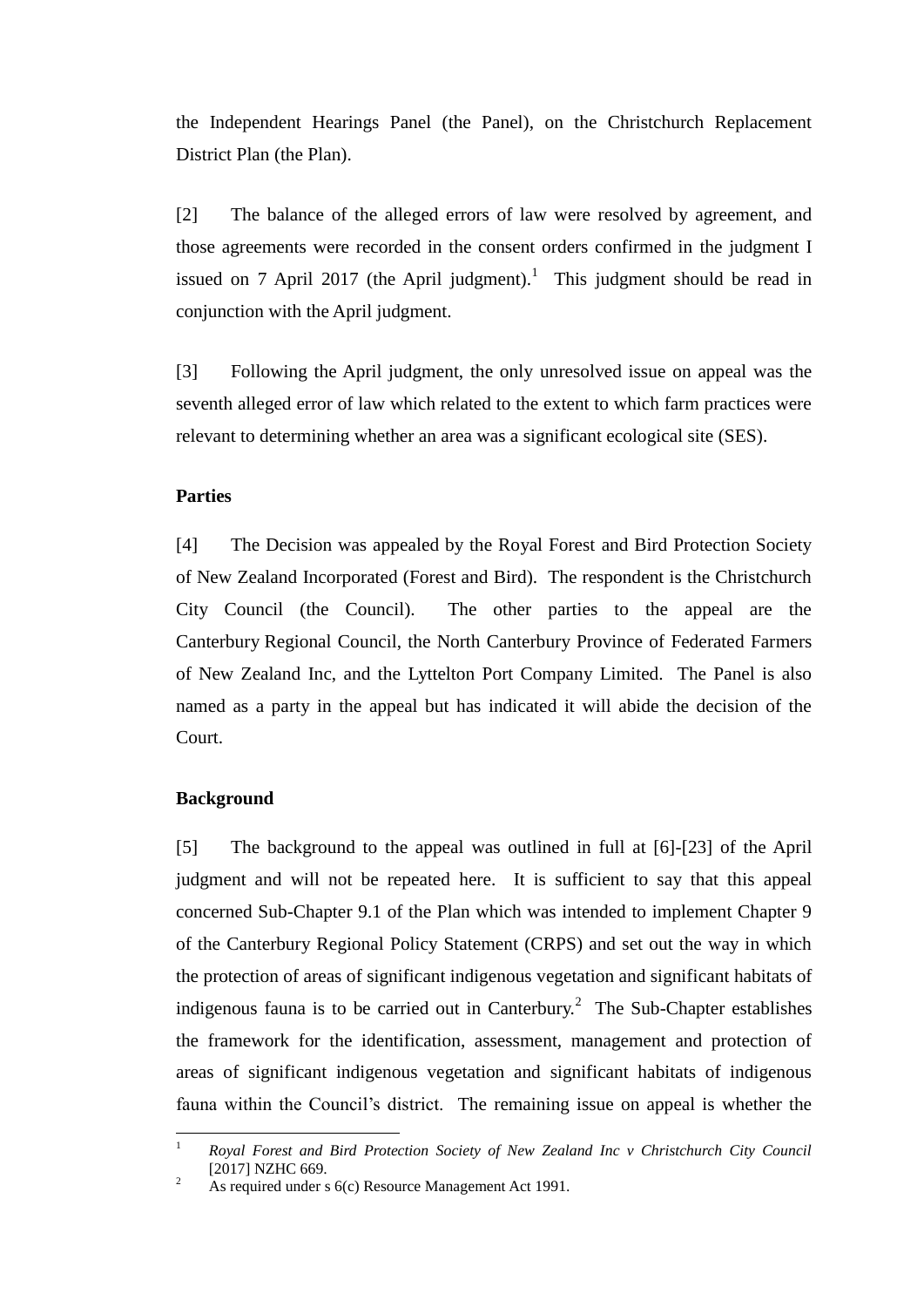the Independent Hearings Panel (the Panel), on the Christchurch Replacement District Plan (the Plan).

[2] The balance of the alleged errors of law were resolved by agreement, and those agreements were recorded in the consent orders confirmed in the judgment I issued on 7 April 2017 (the April judgment).[1] This judgment should be read in conjunction with the April judgment.

[3] Following the April judgment, the only unresolved issue on appeal was the seventh alleged error of law which related to the extent to which farm practices were relevant to determining whether an area was a significant ecological site (SES).

**Parties**

[4] The Decision was appealed by the Royal Forest and Bird Protection Society of New Zealand Incorporated (Forest and Bird). The respondent is the Christchurch City Council (the Council). The other parties to the appeal are the Canterbury Regional Council, the North Canterbury Province of Federated Farmers of New Zealand Inc, and the Lyttelton Port Company Limited. The Panel is also named as a party in the appeal but has indicated it will abide the decision of the Court.

**Background**

[5] The background to the appeal was outlined in full at [6]-[23] of the April judgment and will not be repeated here. It is sufficient to say that this appeal concerned Sub-Chapter 9.1 of the Plan which was intended to implement Chapter 9 of the Canterbury Regional Policy Statement (CRPS) and set out the way in which the protection of areas of significant indigenous vegetation and significant habitats of indigenous fauna is to be carried out in Canterbury.[2] The Sub-Chapter establishes the framework for the identification, assessment, management and protection of areas of significant indigenous vegetation and significant habitats of indigenous fauna within the Council's district. The remaining issue on appeal is whether the

---

[1] *Royal Forest and Bird Protection Society of New Zealand Inc v Christchurch City Council* [2017] NZHC 669.

[2] As required under s 6(c) Resource Management Act 1991.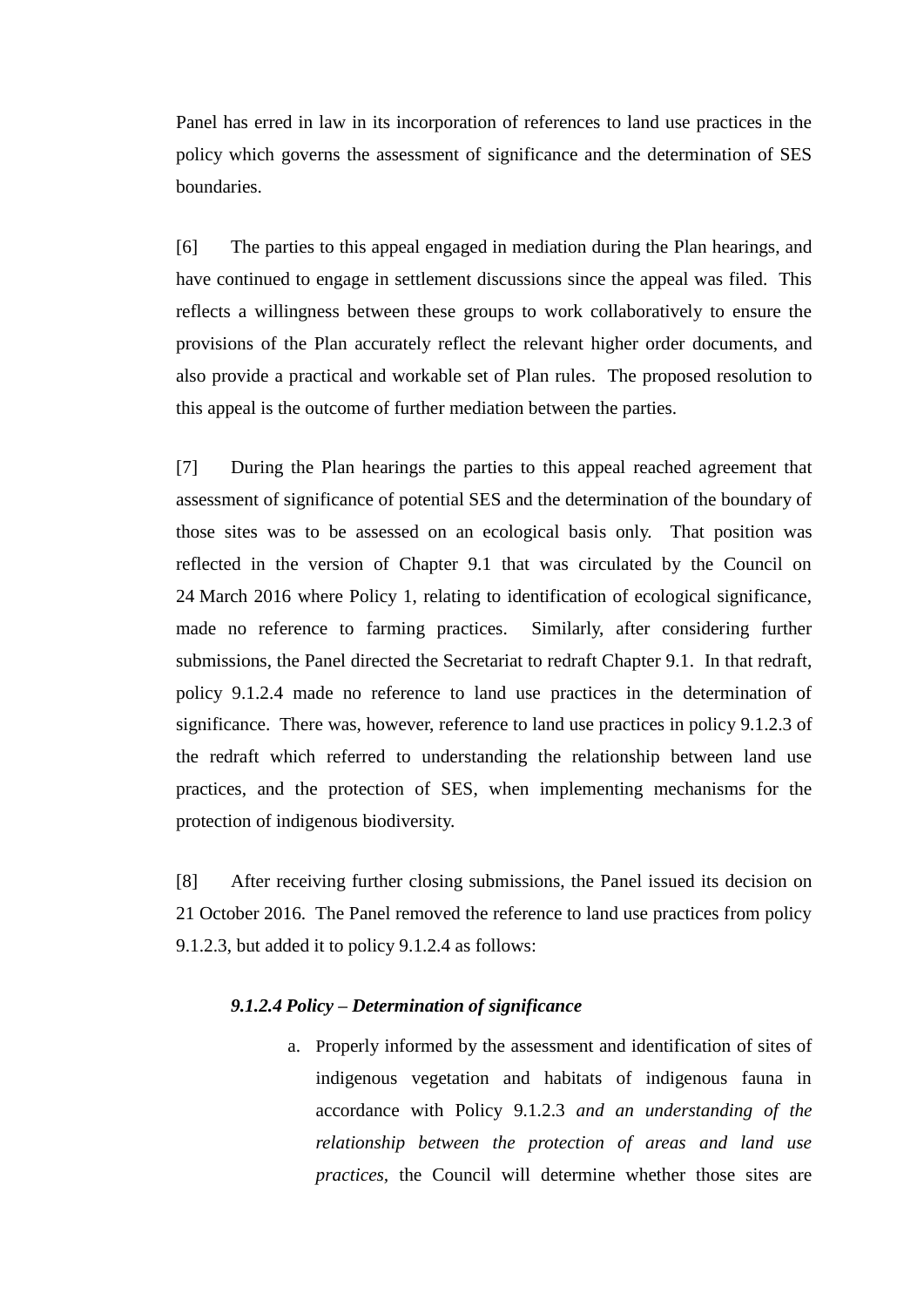Panel has erred in law in its incorporation of references to land use practices in the policy which governs the assessment of significance and the determination of SES boundaries.

[6] The parties to this appeal engaged in mediation during the Plan hearings, and have continued to engage in settlement discussions since the appeal was filed. This reflects a willingness between these groups to work collaboratively to ensure the provisions of the Plan accurately reflect the relevant higher order documents, and also provide a practical and workable set of Plan rules. The proposed resolution to this appeal is the outcome of further mediation between the parties.

[7] During the Plan hearings the parties to this appeal reached agreement that assessment of significance of potential SES and the determination of the boundary of those sites was to be assessed on an ecological basis only. That position was reflected in the version of Chapter 9.1 that was circulated by the Council on 24 March 2016 where Policy 1, relating to identification of ecological significance, made no reference to farming practices. Similarly, after considering further submissions, the Panel directed the Secretariat to redraft Chapter 9.1. In that redraft, policy 9.1.2.4 made no reference to land use practices in the determination of significance. There was, however, reference to land use practices in policy 9.1.2.3 of the redraft which referred to understanding the relationship between land use practices, and the protection of SES, when implementing mechanisms for the protection of indigenous biodiversity.

[8] After receiving further closing submissions, the Panel issued its decision on 21 October 2016. The Panel removed the reference to land use practices from policy 9.1.2.3, but added it to policy 9.1.2.4 as follows:

***9.1.2.4 Policy – Determination of significance***

a. Properly informed by the assessment and identification of sites of indigenous vegetation and habitats of indigenous fauna in accordance with Policy 9.1.2.3 *and an understanding of the relationship between the protection of areas and land use practices,* the Council will determine whether those sites are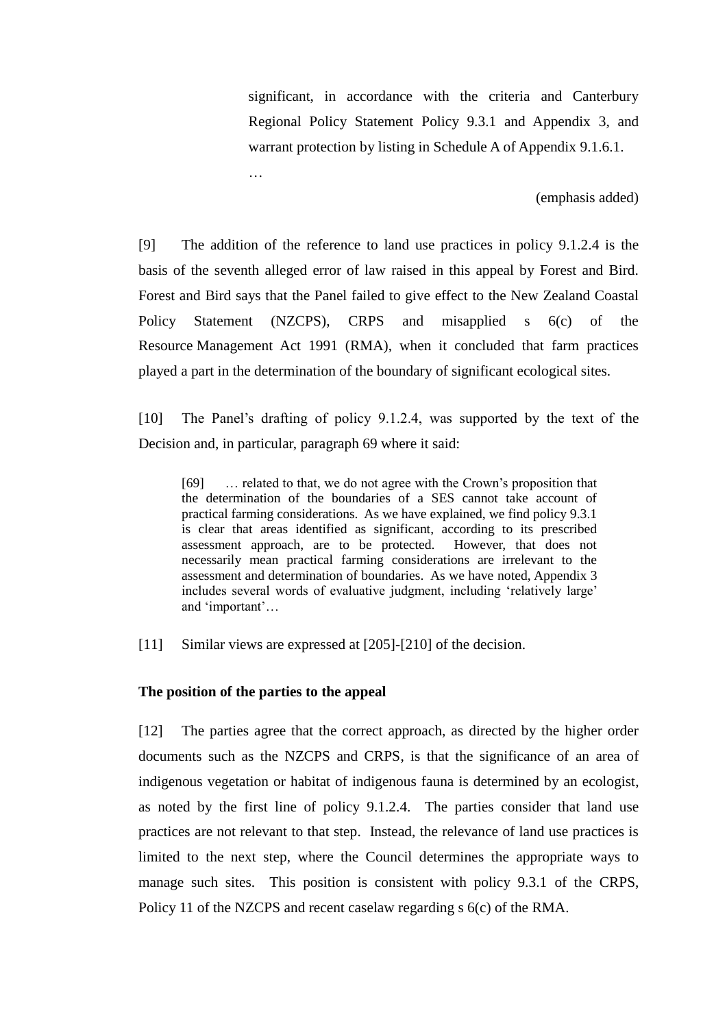> significant, in accordance with the criteria and Canterbury Regional Policy Statement Policy 9.3.1 and Appendix 3, and warrant protection by listing in Schedule A of Appendix 9.1.6.1.
>
> …
>
> (emphasis added)

[9] The addition of the reference to land use practices in policy 9.1.2.4 is the basis of the seventh alleged error of law raised in this appeal by Forest and Bird. Forest and Bird says that the Panel failed to give effect to the New Zealand Coastal Policy Statement (NZCPS), CRPS and misapplied s 6(c) of the Resource Management Act 1991 (RMA), when it concluded that farm practices played a part in the determination of the boundary of significant ecological sites.

[10] The Panel's drafting of policy 9.1.2.4, was supported by the text of the Decision and, in particular, paragraph 69 where it said:

> [69] … related to that, we do not agree with the Crown's proposition that the determination of the boundaries of a SES cannot take account of practical farming considerations. As we have explained, we find policy 9.3.1 is clear that areas identified as significant, according to its prescribed assessment approach, are to be protected. However, that does not necessarily mean practical farming considerations are irrelevant to the assessment and determination of boundaries. As we have noted, Appendix 3 includes several words of evaluative judgment, including 'relatively large' and 'important'…

[11] Similar views are expressed at [205]-[210] of the decision.

**The position of the parties to the appeal**

[12] The parties agree that the correct approach, as directed by the higher order documents such as the NZCPS and CRPS, is that the significance of an area of indigenous vegetation or habitat of indigenous fauna is determined by an ecologist, as noted by the first line of policy 9.1.2.4. The parties consider that land use practices are not relevant to that step. Instead, the relevance of land use practices is limited to the next step, where the Council determines the appropriate ways to manage such sites. This position is consistent with policy 9.3.1 of the CRPS, Policy 11 of the NZCPS and recent caselaw regarding s 6(c) of the RMA.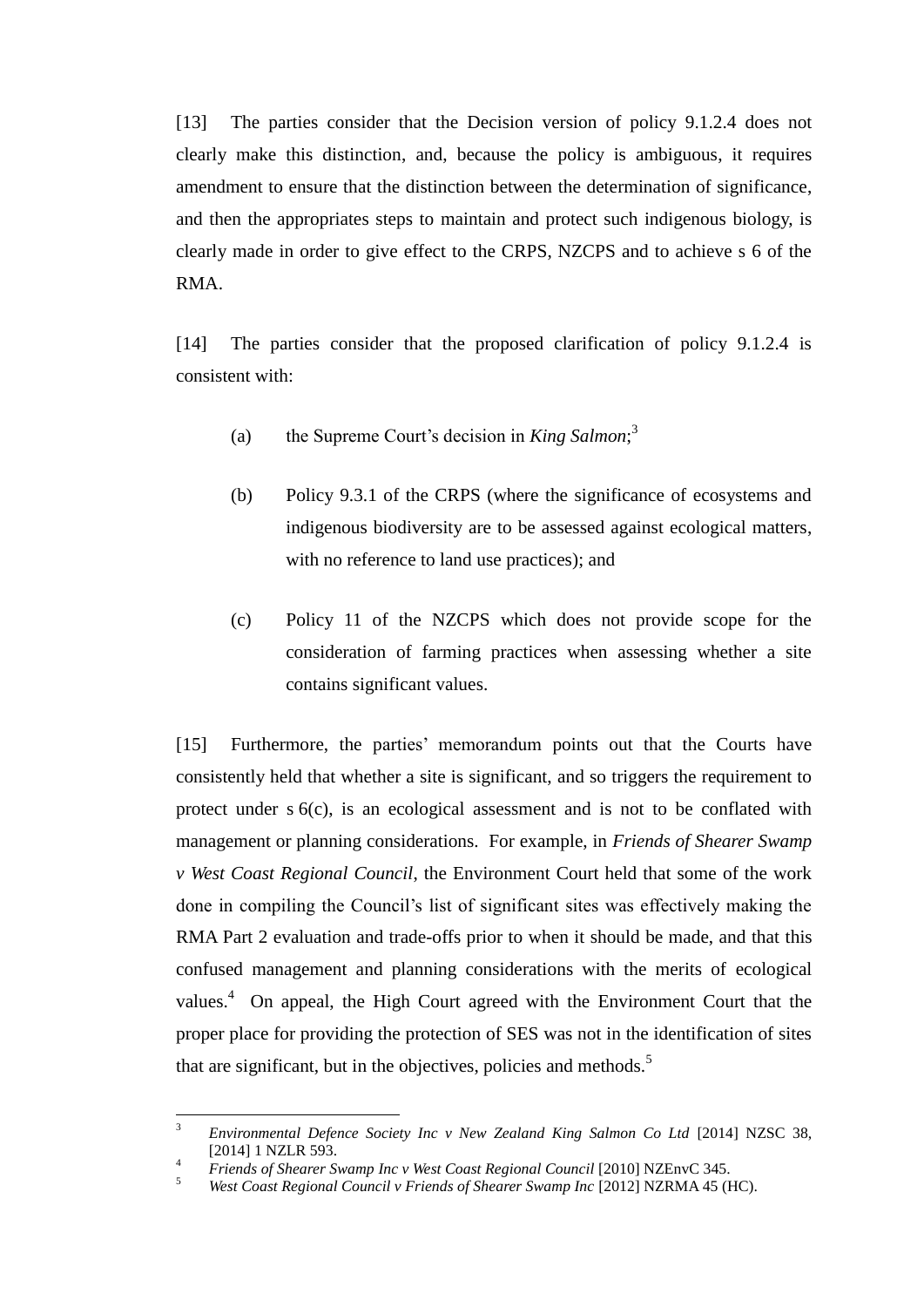[13] The parties consider that the Decision version of policy 9.1.2.4 does not clearly make this distinction, and, because the policy is ambiguous, it requires amendment to ensure that the distinction between the determination of significance, and then the appropriates steps to maintain and protect such indigenous biology, is clearly made in order to give effect to the CRPS, NZCPS and to achieve s 6 of the RMA.

[14] The parties consider that the proposed clarification of policy 9.1.2.4 is consistent with:

(a) the Supreme Court's decision in *King Salmon*;[3]

(b) Policy 9.3.1 of the CRPS (where the significance of ecosystems and indigenous biodiversity are to be assessed against ecological matters, with no reference to land use practices); and

(c) Policy 11 of the NZCPS which does not provide scope for the consideration of farming practices when assessing whether a site contains significant values.

[15] Furthermore, the parties' memorandum points out that the Courts have consistently held that whether a site is significant, and so triggers the requirement to protect under s 6(c), is an ecological assessment and is not to be conflated with management or planning considerations. For example, in *Friends of Shearer Swamp v West Coast Regional Council*, the Environment Court held that some of the work done in compiling the Council's list of significant sites was effectively making the RMA Part 2 evaluation and trade-offs prior to when it should be made, and that this confused management and planning considerations with the merits of ecological values.[4] On appeal, the High Court agreed with the Environment Court that the proper place for providing the protection of SES was not in the identification of sites that are significant, but in the objectives, policies and methods.[5]

---

[3] *Environmental Defence Society Inc v New Zealand King Salmon Co Ltd* [2014] NZSC 38, [2014] 1 NZLR 593.

[4] *Friends of Shearer Swamp Inc v West Coast Regional Council* [2010] NZEnvC 345.

[5] *West Coast Regional Council v Friends of Shearer Swamp Inc* [2012] NZRMA 45 (HC).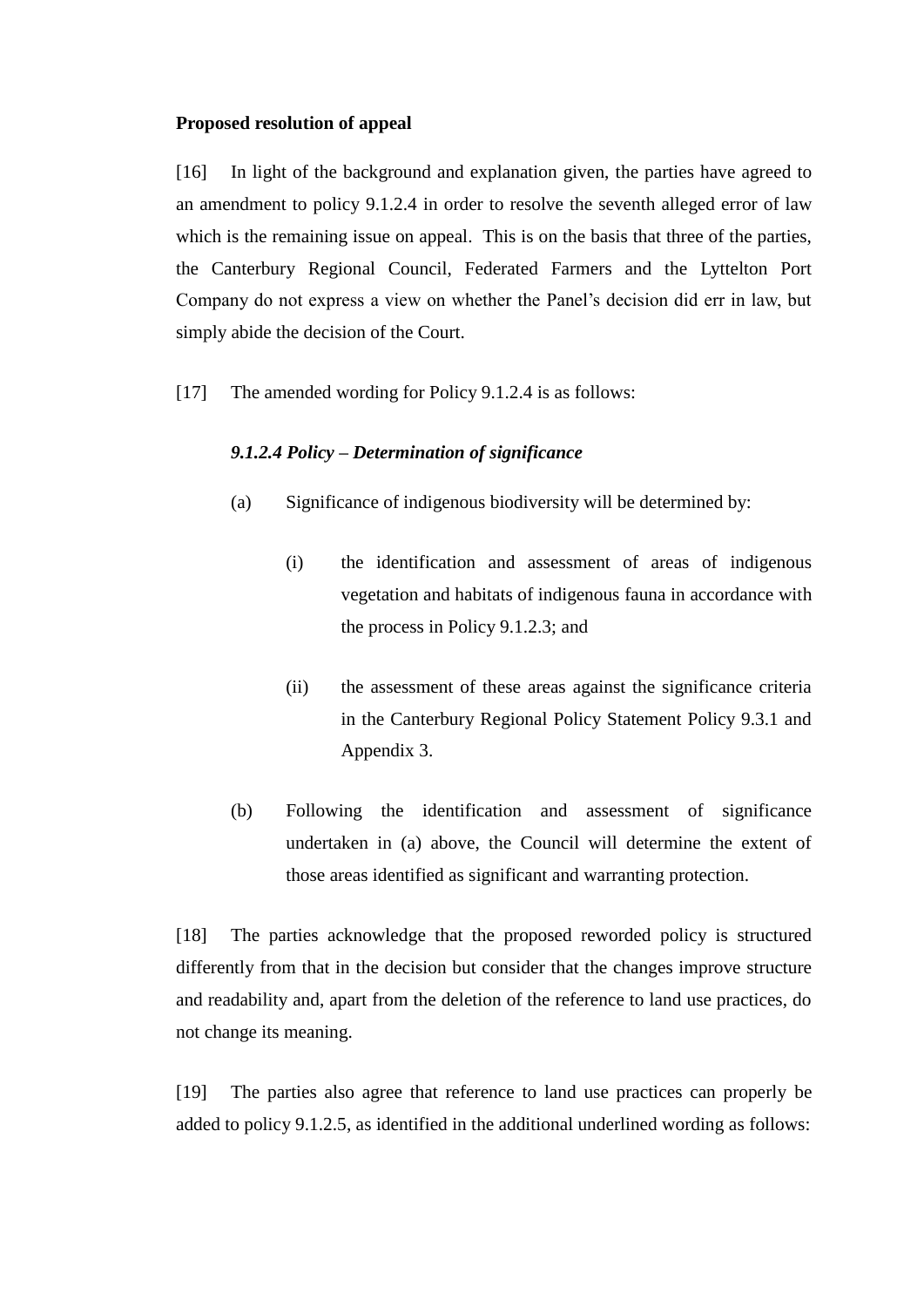**Proposed resolution of appeal**

[16] In light of the background and explanation given, the parties have agreed to an amendment to policy 9.1.2.4 in order to resolve the seventh alleged error of law which is the remaining issue on appeal. This is on the basis that three of the parties, the Canterbury Regional Council, Federated Farmers and the Lyttelton Port Company do not express a view on whether the Panel's decision did err in law, but simply abide the decision of the Court.

[17] The amended wording for Policy 9.1.2.4 is as follows:

> ***9.1.2.4 Policy – Determination of significance***
>
> (a) Significance of indigenous biodiversity will be determined by:
>
> > (i) the identification and assessment of areas of indigenous vegetation and habitats of indigenous fauna in accordance with the process in Policy 9.1.2.3; and
> >
> > (ii) the assessment of these areas against the significance criteria in the Canterbury Regional Policy Statement Policy 9.3.1 and Appendix 3.
>
> (b) Following the identification and assessment of significance undertaken in (a) above, the Council will determine the extent of those areas identified as significant and warranting protection.

[18] The parties acknowledge that the proposed reworded policy is structured differently from that in the decision but consider that the changes improve structure and readability and, apart from the deletion of the reference to land use practices, do not change its meaning.

[19] The parties also agree that reference to land use practices can properly be added to policy 9.1.2.5, as identified in the additional underlined wording as follows: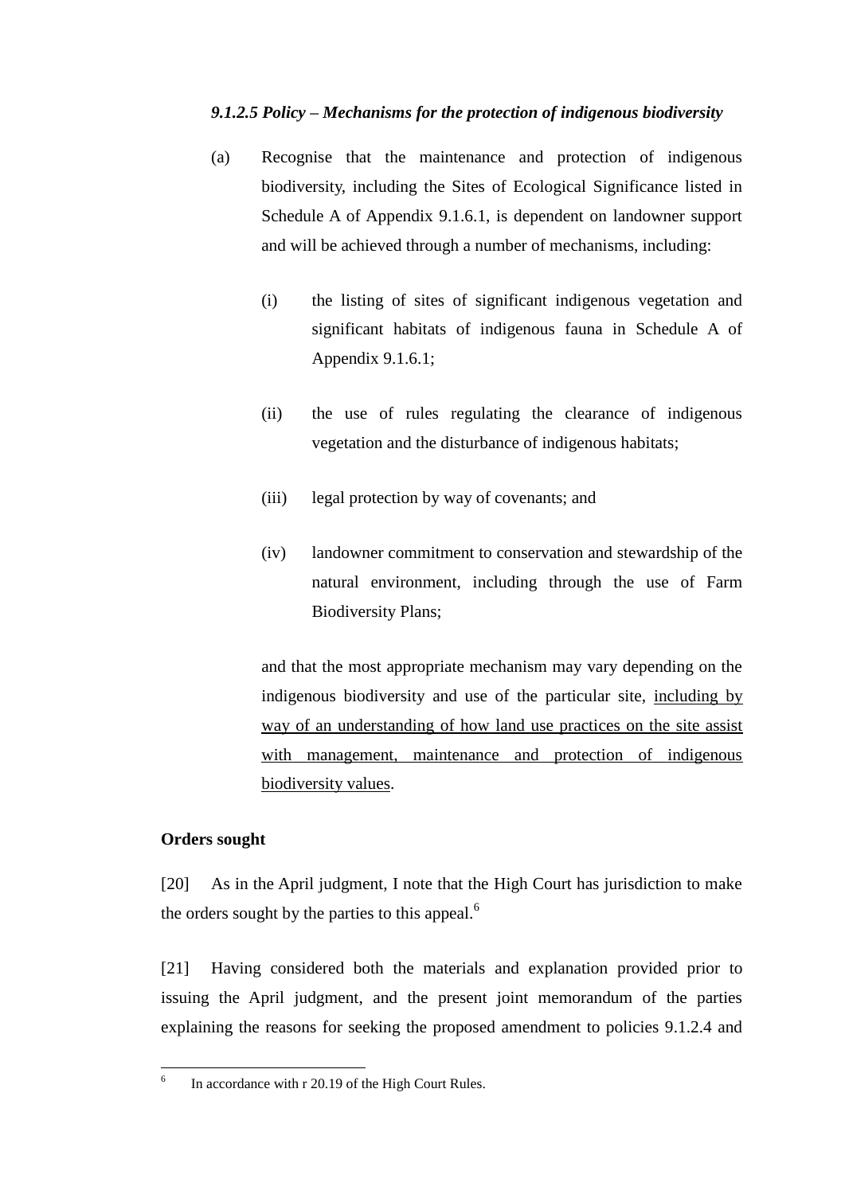***9.1.2.5 Policy – Mechanisms for the protection of indigenous biodiversity***

(a) Recognise that the maintenance and protection of indigenous biodiversity, including the Sites of Ecological Significance listed in Schedule A of Appendix 9.1.6.1, is dependent on landowner support and will be achieved through a number of mechanisms, including:

(i) the listing of sites of significant indigenous vegetation and significant habitats of indigenous fauna in Schedule A of Appendix 9.1.6.1;

(ii) the use of rules regulating the clearance of indigenous vegetation and the disturbance of indigenous habitats;

(iii) legal protection by way of covenants; and

(iv) landowner commitment to conservation and stewardship of the natural environment, including through the use of Farm Biodiversity Plans;

and that the most appropriate mechanism may vary depending on the indigenous biodiversity and use of the particular site, <u>including by way of an understanding of how land use practices on the site assist with management, maintenance and protection of indigenous biodiversity values</u>.

**Orders sought**

[20] As in the April judgment, I note that the High Court has jurisdiction to make the orders sought by the parties to this appeal.[6]

[21] Having considered both the materials and explanation provided prior to issuing the April judgment, and the present joint memorandum of the parties explaining the reasons for seeking the proposed amendment to policies 9.1.2.4 and

---

[6] In accordance with r 20.19 of the High Court Rules.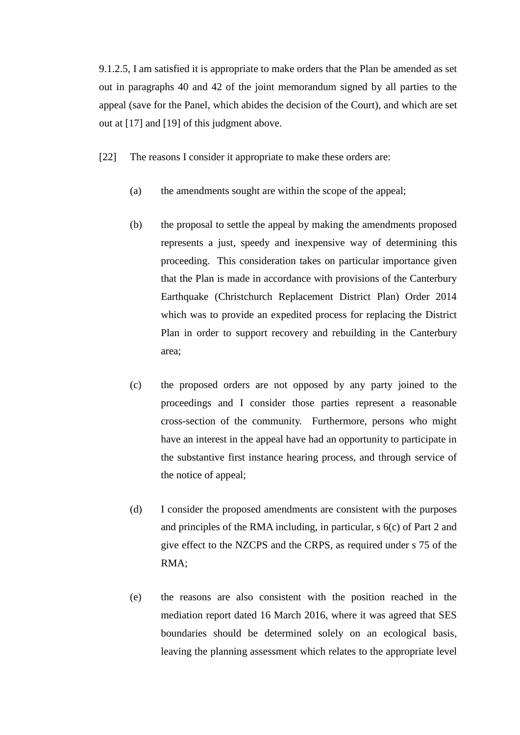9.1.2.5, I am satisfied it is appropriate to make orders that the Plan be amended as set out in paragraphs 40 and 42 of the joint memorandum signed by all parties to the appeal (save for the Panel, which abides the decision of the Court), and which are set out at [17] and [19] of this judgment above.

[22] The reasons I consider it appropriate to make these orders are:

(a) the amendments sought are within the scope of the appeal;

(b) the proposal to settle the appeal by making the amendments proposed represents a just, speedy and inexpensive way of determining this proceeding. This consideration takes on particular importance given that the Plan is made in accordance with provisions of the Canterbury Earthquake (Christchurch Replacement District Plan) Order 2014 which was to provide an expedited process for replacing the District Plan in order to support recovery and rebuilding in the Canterbury area;

(c) the proposed orders are not opposed by any party joined to the proceedings and I consider those parties represent a reasonable cross-section of the community. Furthermore, persons who might have an interest in the appeal have had an opportunity to participate in the substantive first instance hearing process, and through service of the notice of appeal;

(d) I consider the proposed amendments are consistent with the purposes and principles of the RMA including, in particular, s 6(c) of Part 2 and give effect to the NZCPS and the CRPS, as required under s 75 of the RMA;

(e) the reasons are also consistent with the position reached in the mediation report dated 16 March 2016, where it was agreed that SES boundaries should be determined solely on an ecological basis, leaving the planning assessment which relates to the appropriate level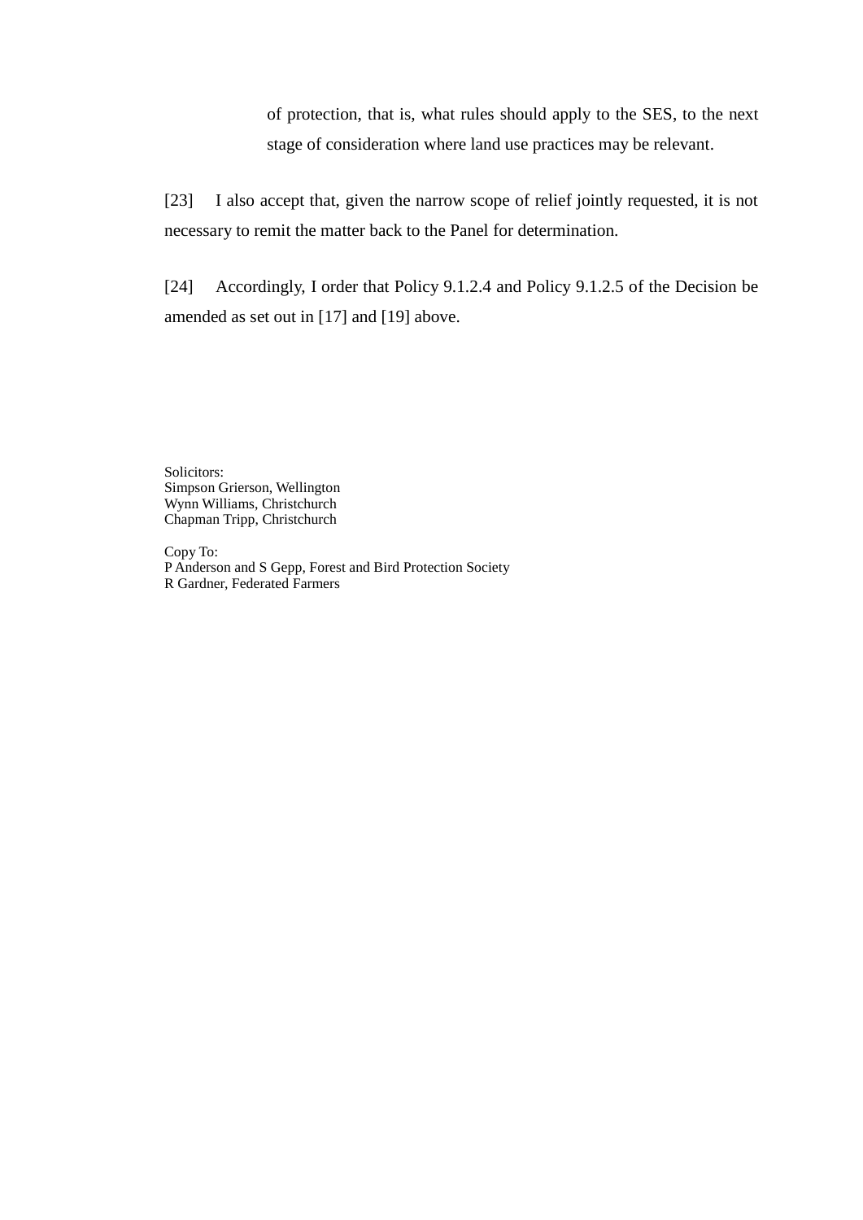of protection, that is, what rules should apply to the SES, to the next stage of consideration where land use practices may be relevant.

[23] I also accept that, given the narrow scope of relief jointly requested, it is not necessary to remit the matter back to the Panel for determination.

[24] Accordingly, I order that Policy 9.1.2.4 and Policy 9.1.2.5 of the Decision be amended as set out in [17] and [19] above.

Solicitors:
Simpson Grierson, Wellington
Wynn Williams, Christchurch
Chapman Tripp, Christchurch

Copy To:
P Anderson and S Gepp, Forest and Bird Protection Society
R Gardner, Federated Farmers